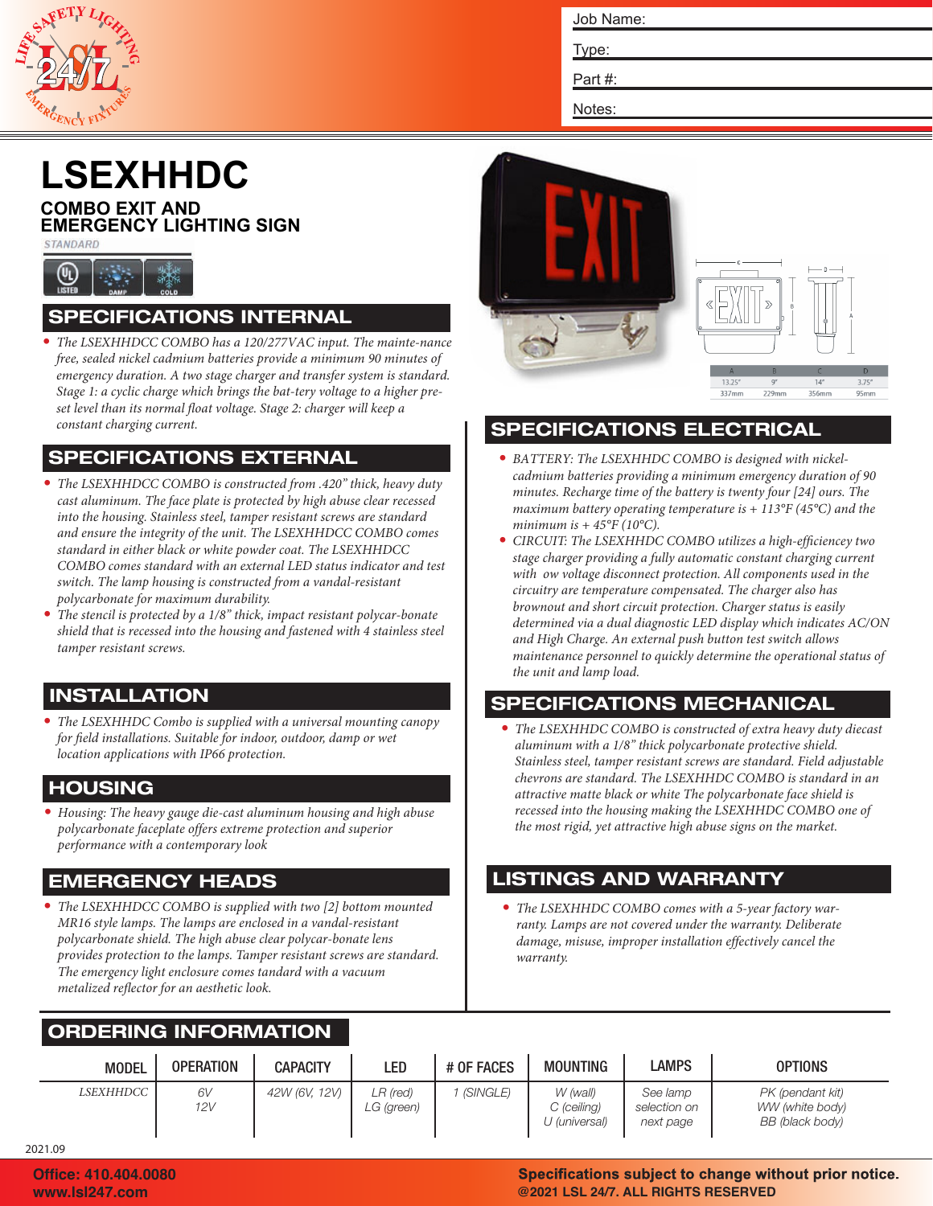Job Name:

Type:

Part #:

Notes:

# LSEXHHDC

## COMBO EXIT AND EMERGENCY LIGHTING SIGN

STANDARD

LISTED DAMP COLD

## SPECIFICATIONS INTERNAL

- *The LSEXHHDCC COMBO has a 120/277VAC input. The mainte-nance free, sealed nickel cadmium batteries provide a minimum 90 minutes of emergency duration. A two stage charger and transfer system is standard. Stage 1: a cyclic charge which brings the bat-tery voltage to a higher pre-set level than its normal float voltage. Stage 2: charger will keep a constant charging current.*

## SPECIFICATIONS EXTERNAL

- *The LSEXHHDCC COMBO is constructed from .420" thick, heavy duty cast aluminum. The face plate is protected by high abuse clear recessed into the housing. Stainless steel, tamper resistant screws are standard and ensure the integrity of the unit. The LSEXHHDCC COMBO comes standard in either black or white powder coat. The LSEXHHDCC COMBO comes standard with an external LED status indicator and test switch. The lamp housing is constructed from a vandal-resistant polycarbonate for maximum durability.*
- *The stencil is protected by a 1/8" thick, impact resistant polycar-bonate shield that is recessed into the housing and fastened with 4 stainless steel tamper resistant screws.*

## INSTALLATION

- *The LSEXHHDC Combo is supplied with a universal mounting canopy for field installations. Suitable for indoor, outdoor, damp or wet location applications with IP66 protection.*

## HOUSING

- *Housing: The heavy gauge die-cast aluminum housing and high abuse polycarbonate faceplate offers extreme protection and superior performance with a contemporary look*

## EMERGENCY HEADS

- *The LSEXHHDCC COMBO is supplied with two [2] bottom mounted MR16 style lamps. The lamps are enclosed in a vandal-resistant polycarbonate shield. The high abuse clear polycar-bonate lens provides protection to the lamps. Tamper resistant screws are standard. The emergency light enclosure comes tandard with a vacuum metalized reflector for an aesthetic look.*

| A | B | C | D |
|---|---|---|---|
| 13.25" | 9" | 14" | 3.75" |
| 337mm | 229mm | 356mm | 95mm |

## SPECIFICATIONS ELECTRICAL

- *BATTERY: The LSEXHHDC COMBO is designed with nickel-cadmium batteries providing a minimum emergency duration of 90 minutes. Recharge time of the battery is twenty four [24] ours. The maximum battery operating temperature is + 113°F (45°C) and the minimum is + 45°F (10°C).*
- *CIRCUIT: The LSEXHHDC COMBO utilizes a high-efficiencey two stage charger providing a fully automatic constant charging current with ow voltage disconnect protection. All components used in the circuitry are temperature compensated. The charger also has brownout and short circuit protection. Charger status is easily determined via a dual diagnostic LED display which indicates AC/ON and High Charge. An external push button test switch allows maintenance personnel to quickly determine the operational status of the unit and lamp load.*

## SPECIFICATIONS MECHANICAL

- *The LSEXHHDC COMBO is constructed of extra heavy duty diecast aluminum with a 1/8" thick polycarbonate protective shield. Stainless steel, tamper resistant screws are standard. Field adjustable chevrons are standard. The LSEXHHDC COMBO is standard in an attractive matte black or white The polycarbonate face shield is recessed into the housing making the LSEXHHDC COMBO one of the most rigid, yet attractive high abuse signs on the market.*

## LISTINGS AND WARRANTY

- *The LSEXHHDC COMBO comes with a 5-year factory war-ranty. Lamps are not covered under the warranty. Deliberate damage, misuse, improper installation effectively cancel the warranty.*

## ORDERING INFORMATION

| MODEL | OPERATION | CAPACITY | LED | # OF FACES | MOUNTING | LAMPS | OPTIONS |
|---|---|---|---|---|---|---|---|
| *LSEXHHDCC* | 6V<br>12V | 42W (6V, 12V) | LR (red)<br>LG (green) | 1 (SINGLE) | W (wall)<br>C (ceiling)<br>U (universal) | See lamp selection on next page | PK (pendant kit)<br>WW (white body)<br>BB (black body) |

2021.09

**Office: 410.404.0080**
**www.lsl247.com**

**Specifications subject to change without prior notice.**
**@2021 LSL 24/7. ALL RIGHTS RESERVED**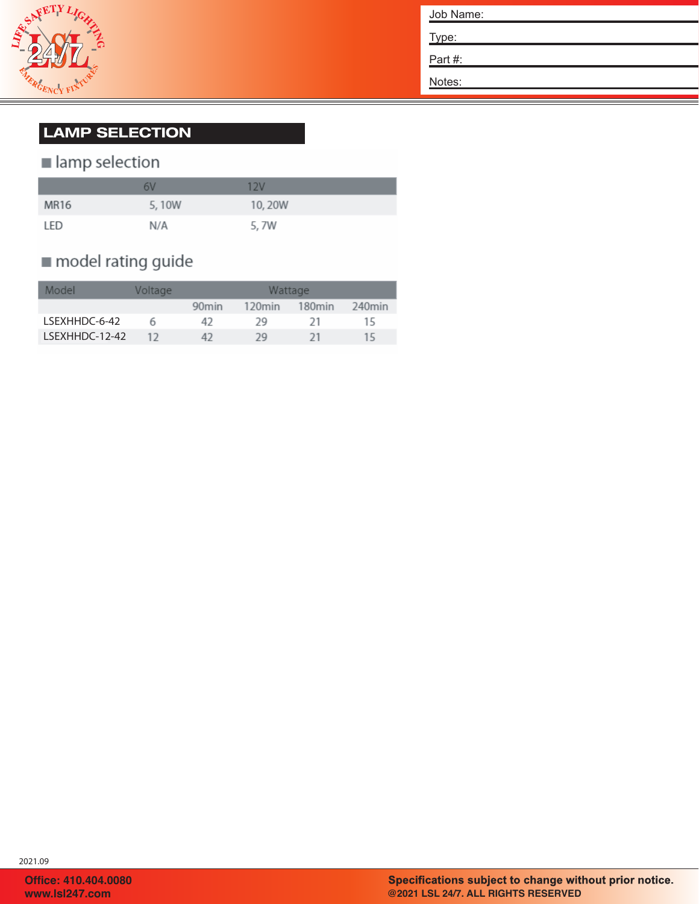Job Name:

Type:

Part #:

Notes:

## LAMP SELECTION

### lamp selection

| | 6V | 12V |
|---|---|---|
| MR16 | 5, 10W | 10, 20W |
| LED | N/A | 5, 7W |

### model rating guide

| Model | Voltage | Wattage | | | |
|---|---|---|---|---|---|
| | | 90min | 120min | 180min | 240min |
| LSEXHHDC-6-42 | 6 | 42 | 29 | 21 | 15 |
| LSEXHHDC-12-42 | 12 | 42 | 29 | 21 | 15 |

2021.09

**Office: 410.404.0080**
**www.lsl247.com**

**Specifications subject to change without prior notice.**
**@2021 LSL 24/7. ALL RIGHTS RESERVED**